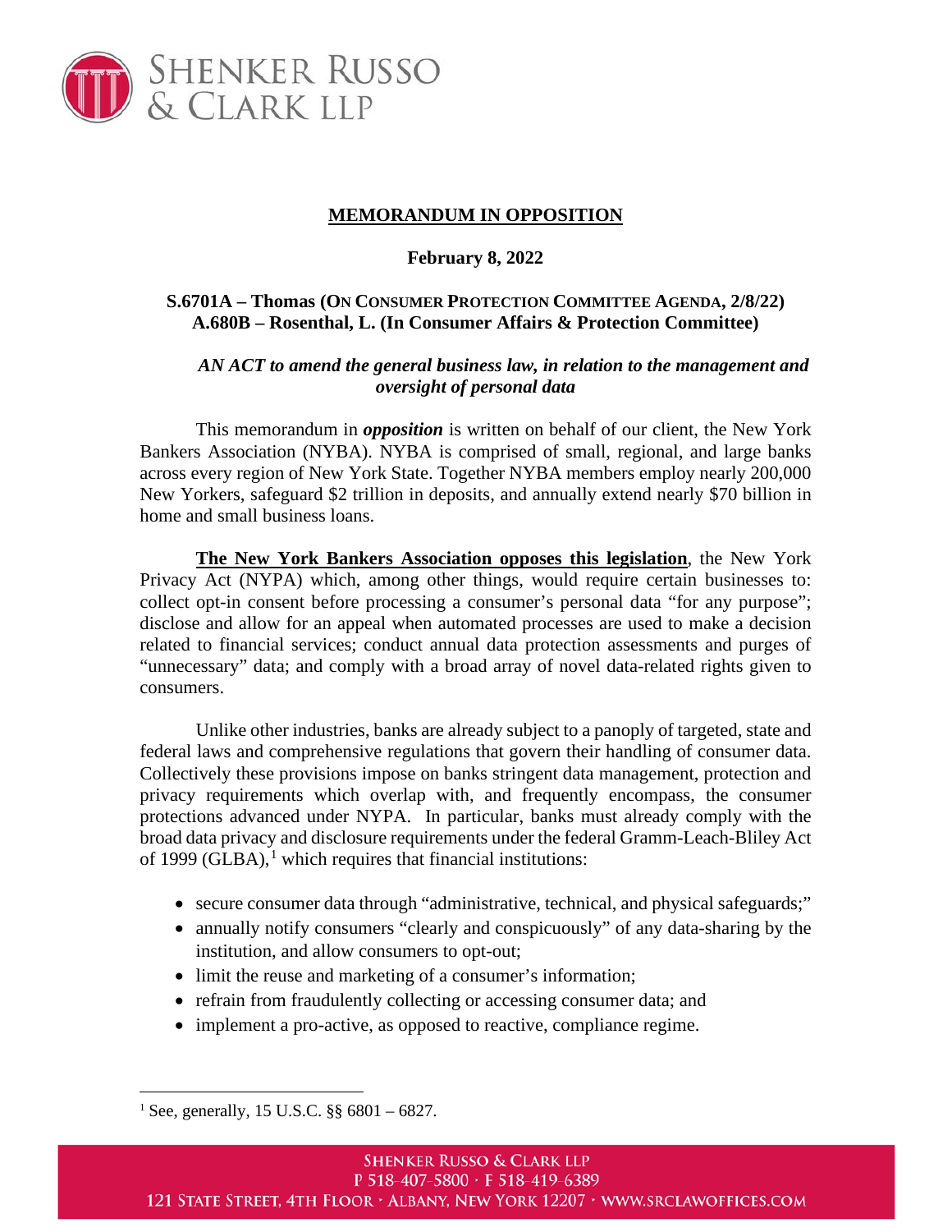## MEMORANDUM IN OPPOSITION

**February 8, 2022**

**S.6701A – Thomas (ON CONSUMER PROTECTION COMMITTEE AGENDA, 2/8/22)**
**A.680B – Rosenthal, L. (In Consumer Affairs & Protection Committee)**

***AN ACT to amend the general business law, in relation to the management and oversight of personal data***

This memorandum in ***opposition*** is written on behalf of our client, the New York Bankers Association (NYBA). NYBA is comprised of small, regional, and large banks across every region of New York State. Together NYBA members employ nearly 200,000 New Yorkers, safeguard $2 trillion in deposits, and annually extend nearly $70 billion in home and small business loans.

**The New York Bankers Association opposes this legislation**, the New York Privacy Act (NYPA) which, among other things, would require certain businesses to: collect opt-in consent before processing a consumer's personal data "for any purpose"; disclose and allow for an appeal when automated processes are used to make a decision related to financial services; conduct annual data protection assessments and purges of "unnecessary" data; and comply with a broad array of novel data-related rights given to consumers.

Unlike other industries, banks are already subject to a panoply of targeted, state and federal laws and comprehensive regulations that govern their handling of consumer data. Collectively these provisions impose on banks stringent data management, protection and privacy requirements which overlap with, and frequently encompass, the consumer protections advanced under NYPA. In particular, banks must already comply with the broad data privacy and disclosure requirements under the federal Gramm-Leach-Bliley Act of 1999 (GLBA),[1] which requires that financial institutions:

- secure consumer data through "administrative, technical, and physical safeguards;"
- annually notify consumers "clearly and conspicuously" of any data-sharing by the institution, and allow consumers to opt-out;
- limit the reuse and marketing of a consumer's information;
- refrain from fraudulently collecting or accessing consumer data; and
- implement a pro-active, as opposed to reactive, compliance regime.

---

[1] See, generally, 15 U.S.C. §§ 6801 – 6827.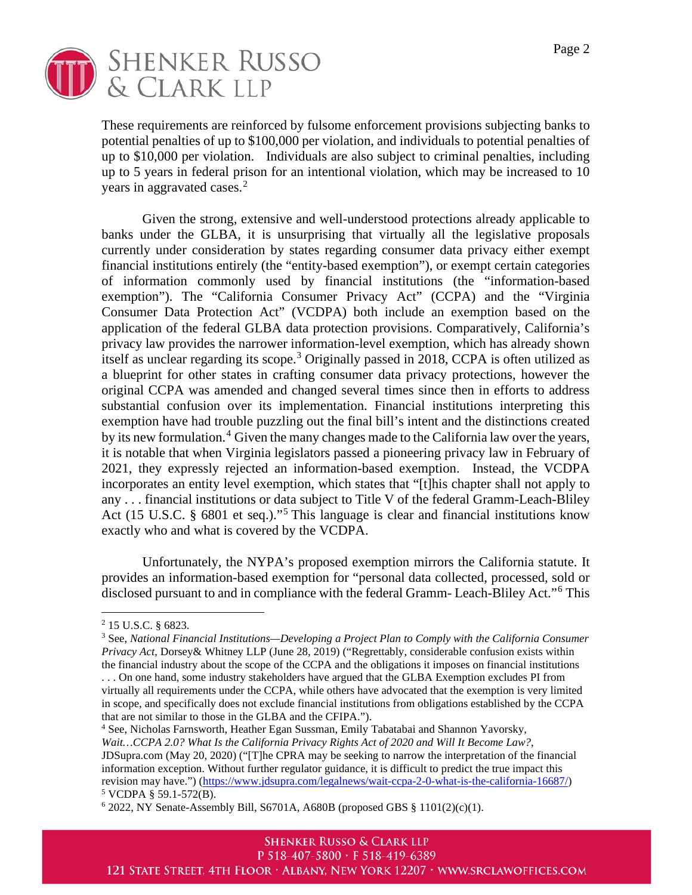These requirements are reinforced by fulsome enforcement provisions subjecting banks to potential penalties of up to $100,000 per violation, and individuals to potential penalties of up to $10,000 per violation. Individuals are also subject to criminal penalties, including up to 5 years in federal prison for an intentional violation, which may be increased to 10 years in aggravated cases.[2]

Given the strong, extensive and well-understood protections already applicable to banks under the GLBA, it is unsurprising that virtually all the legislative proposals currently under consideration by states regarding consumer data privacy either exempt financial institutions entirely (the "entity-based exemption"), or exempt certain categories of information commonly used by financial institutions (the "information-based exemption"). The "California Consumer Privacy Act" (CCPA) and the "Virginia Consumer Data Protection Act" (VCDPA) both include an exemption based on the application of the federal GLBA data protection provisions. Comparatively, California's privacy law provides the narrower information-level exemption, which has already shown itself as unclear regarding its scope.[3] Originally passed in 2018, CCPA is often utilized as a blueprint for other states in crafting consumer data privacy protections, however the original CCPA was amended and changed several times since then in efforts to address substantial confusion over its implementation. Financial institutions interpreting this exemption have had trouble puzzling out the final bill's intent and the distinctions created by its new formulation.[4] Given the many changes made to the California law over the years, it is notable that when Virginia legislators passed a pioneering privacy law in February of 2021, they expressly rejected an information-based exemption. Instead, the VCDPA incorporates an entity level exemption, which states that "[t]his chapter shall not apply to any . . . financial institutions or data subject to Title V of the federal Gramm-Leach-Bliley Act (15 U.S.C. § 6801 et seq.)."[5] This language is clear and financial institutions know exactly who and what is covered by the VCDPA.

Unfortunately, the NYPA's proposed exemption mirrors the California statute. It provides an information-based exemption for "personal data collected, processed, sold or disclosed pursuant to and in compliance with the federal Gramm- Leach-Bliley Act."[6] This

---

[2] 15 U.S.C. § 6823.

[3] See, *National Financial Institutions—Developing a Project Plan to Comply with the California Consumer Privacy Act*, Dorsey& Whitney LLP (June 28, 2019) ("Regrettably, considerable confusion exists within the financial industry about the scope of the CCPA and the obligations it imposes on financial institutions . . . On one hand, some industry stakeholders have argued that the GLBA Exemption excludes PI from virtually all requirements under the CCPA, while others have advocated that the exemption is very limited in scope, and specifically does not exclude financial institutions from obligations established by the CCPA that are not similar to those in the GLBA and the CFIPA.").

[4] See, Nicholas Farnsworth, Heather Egan Sussman, Emily Tabatabai and Shannon Yavorsky, *Wait…CCPA 2.0? What Is the California Privacy Rights Act of 2020 and Will It Become Law?*, JDSupra.com (May 20, 2020) ("[T]he CPRA may be seeking to narrow the interpretation of the financial information exception. Without further regulator guidance, it is difficult to predict the true impact this revision may have.") (https://www.jdsupra.com/legalnews/wait-ccpa-2-0-what-is-the-california-16687/)

[5] VCDPA § 59.1-572(B).

[6] 2022, NY Senate-Assembly Bill, S6701A, A680B (proposed GBS § 1101(2)(c)(1).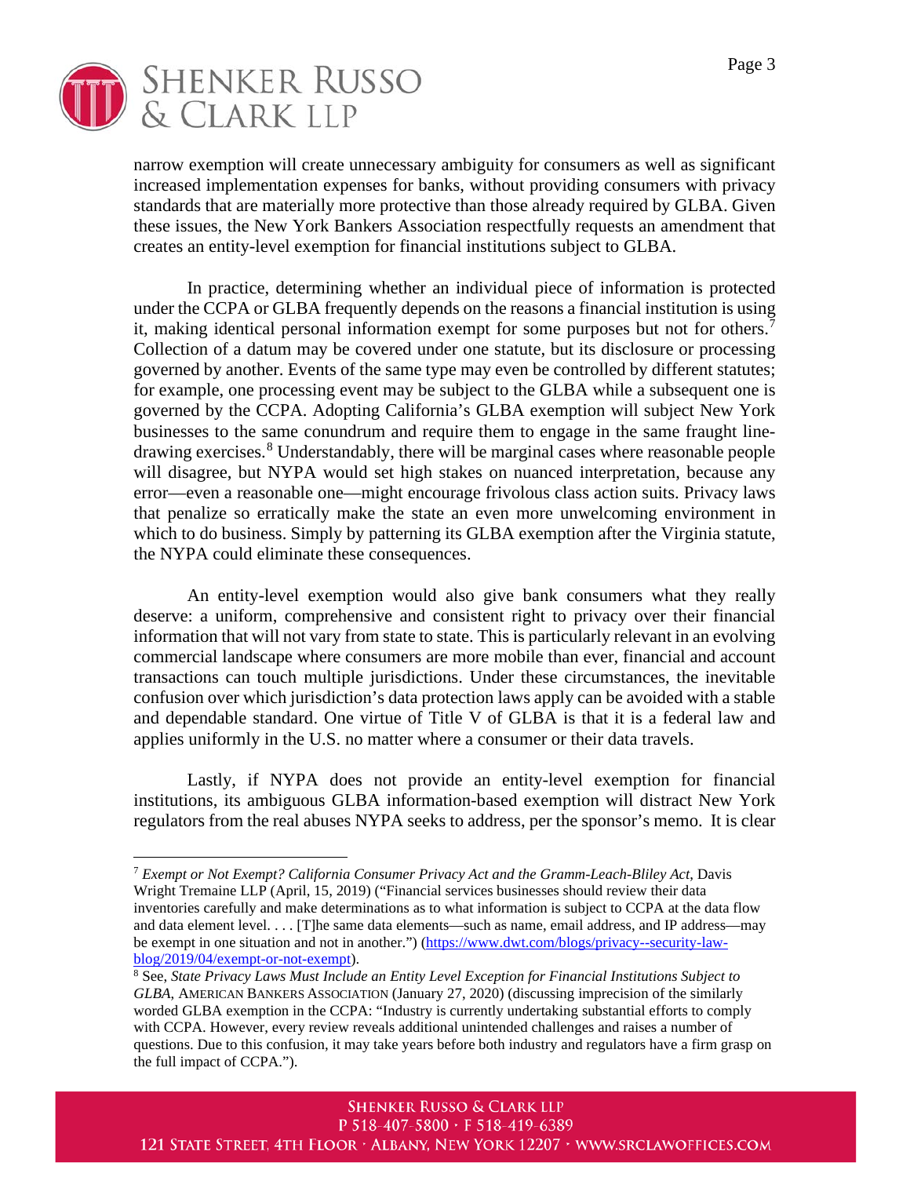narrow exemption will create unnecessary ambiguity for consumers as well as significant increased implementation expenses for banks, without providing consumers with privacy standards that are materially more protective than those already required by GLBA. Given these issues, the New York Bankers Association respectfully requests an amendment that creates an entity-level exemption for financial institutions subject to GLBA.

In practice, determining whether an individual piece of information is protected under the CCPA or GLBA frequently depends on the reasons a financial institution is using it, making identical personal information exempt for some purposes but not for others.[7] Collection of a datum may be covered under one statute, but its disclosure or processing governed by another. Events of the same type may even be controlled by different statutes; for example, one processing event may be subject to the GLBA while a subsequent one is governed by the CCPA. Adopting California's GLBA exemption will subject New York businesses to the same conundrum and require them to engage in the same fraught line-drawing exercises.[8] Understandably, there will be marginal cases where reasonable people will disagree, but NYPA would set high stakes on nuanced interpretation, because any error—even a reasonable one—might encourage frivolous class action suits. Privacy laws that penalize so erratically make the state an even more unwelcoming environment in which to do business. Simply by patterning its GLBA exemption after the Virginia statute, the NYPA could eliminate these consequences.

An entity-level exemption would also give bank consumers what they really deserve: a uniform, comprehensive and consistent right to privacy over their financial information that will not vary from state to state. This is particularly relevant in an evolving commercial landscape where consumers are more mobile than ever, financial and account transactions can touch multiple jurisdictions. Under these circumstances, the inevitable confusion over which jurisdiction's data protection laws apply can be avoided with a stable and dependable standard. One virtue of Title V of GLBA is that it is a federal law and applies uniformly in the U.S. no matter where a consumer or their data travels.

Lastly, if NYPA does not provide an entity-level exemption for financial institutions, its ambiguous GLBA information-based exemption will distract New York regulators from the real abuses NYPA seeks to address, per the sponsor's memo. It is clear

---

[7] *Exempt or Not Exempt? California Consumer Privacy Act and the Gramm-Leach-Bliley Act*, Davis Wright Tremaine LLP (April, 15, 2019) ("Financial services businesses should review their data inventories carefully and make determinations as to what information is subject to CCPA at the data flow and data element level. . . . [T]he same data elements—such as name, email address, and IP address—may be exempt in one situation and not in another.") (https://www.dwt.com/blogs/privacy--security-law-blog/2019/04/exempt-or-not-exempt).

[8] See, *State Privacy Laws Must Include an Entity Level Exception for Financial Institutions Subject to GLBA*, American Bankers Association (January 27, 2020) (discussing imprecision of the similarly worded GLBA exemption in the CCPA: "Industry is currently undertaking substantial efforts to comply with CCPA. However, every review reveals additional unintended challenges and raises a number of questions. Due to this confusion, it may take years before both industry and regulators have a firm grasp on the full impact of CCPA.").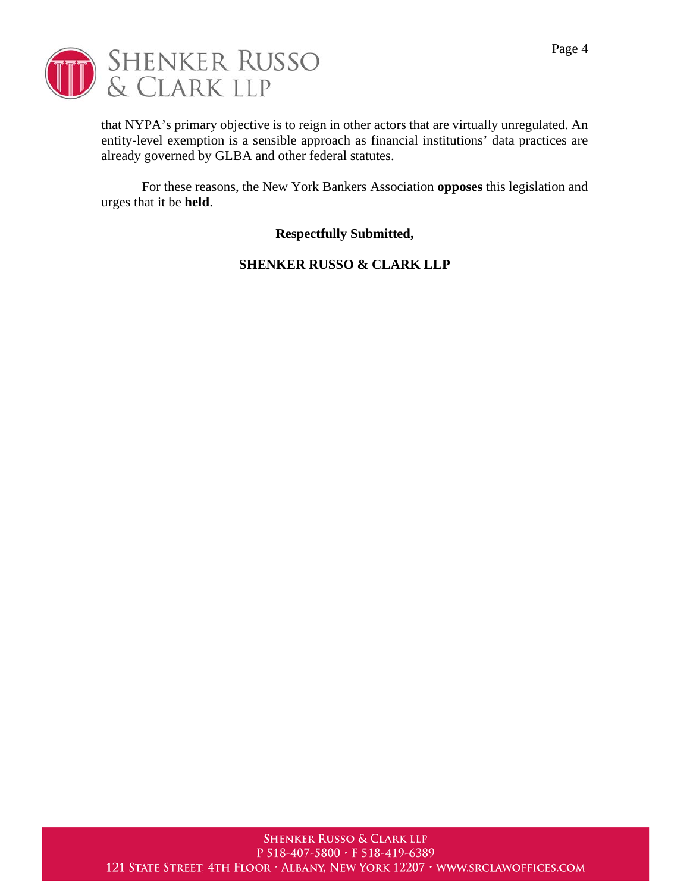that NYPA's primary objective is to reign in other actors that are virtually unregulated. An entity-level exemption is a sensible approach as financial institutions' data practices are already governed by GLBA and other federal statutes.

For these reasons, the New York Bankers Association **opposes** this legislation and urges that it be **held**.

**Respectfully Submitted,**

**SHENKER RUSSO & CLARK LLP**